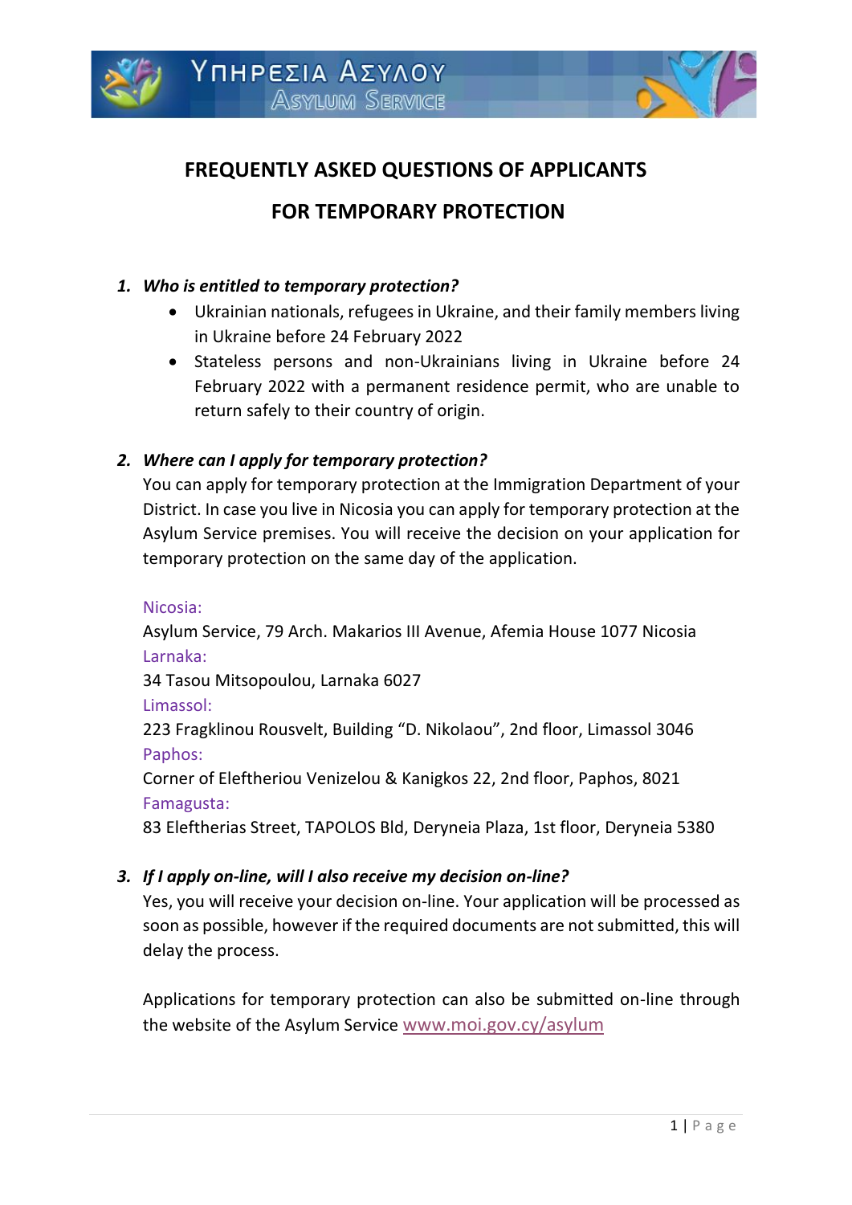# FREQUENTLY ASKED QUESTIONS OF APPLICANTS

# FOR TEMPORARY PROTECTION

***1. Who is entitled to temporary protection?***

- Ukrainian nationals, refugees in Ukraine, and their family members living in Ukraine before 24 February 2022
- Stateless persons and non-Ukrainians living in Ukraine before 24 February 2022 with a permanent residence permit, who are unable to return safely to their country of origin.

***2. Where can I apply for temporary protection?***

You can apply for temporary protection at the Immigration Department of your District. In case you live in Nicosia you can apply for temporary protection at the Asylum Service premises. You will receive the decision on your application for temporary protection on the same day of the application.

Nicosia:
Asylum Service, 79 Arch. Makarios III Avenue, Afemia House 1077 Nicosia
Larnaka:
34 Tasou Mitsopoulou, Larnaka 6027
Limassol:
223 Fragklinou Rousvelt, Building "D. Nikolaou", 2nd floor, Limassol 3046
Paphos:
Corner of Eleftheriou Venizelou & Kanigkos 22, 2nd floor, Paphos, 8021
Famagusta:
83 Eleftherias Street, TAPOLOS Bld, Deryneia Plaza, 1st floor, Deryneia 5380

***3. If I apply on-line, will I also receive my decision on-line?***

Yes, you will receive your decision on-line. Your application will be processed as soon as possible, however if the required documents are not submitted, this will delay the process.

Applications for temporary protection can also be submitted on-line through the website of the Asylum Service www.moi.gov.cy/asylum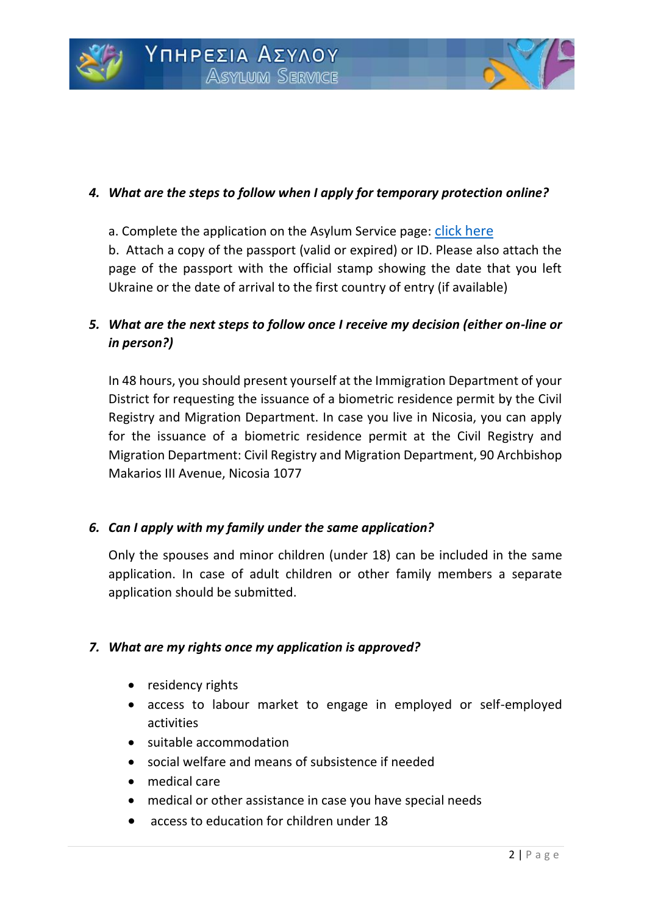### *4. What are the steps to follow when I apply for temporary protection online?*

a. Complete the application on the Asylum Service page: click here
b. Attach a copy of the passport (valid or expired) or ID. Please also attach the page of the passport with the official stamp showing the date that you left Ukraine or the date of arrival to the first country of entry (if available)

### *5. What are the next steps to follow once I receive my decision (either on-line or in person?)*

In 48 hours, you should present yourself at the Immigration Department of your District for requesting the issuance of a biometric residence permit by the Civil Registry and Migration Department. In case you live in Nicosia, you can apply for the issuance of a biometric residence permit at the Civil Registry and Migration Department: Civil Registry and Migration Department, 90 Archbishop Makarios III Avenue, Nicosia 1077

### *6. Can I apply with my family under the same application?*

Only the spouses and minor children (under 18) can be included in the same application. In case of adult children or other family members a separate application should be submitted.

### *7. What are my rights once my application is approved?*

- residency rights
- access to labour market to engage in employed or self-employed activities
- suitable accommodation
- social welfare and means of subsistence if needed
- medical care
- medical or other assistance in case you have special needs
- access to education for children under 18